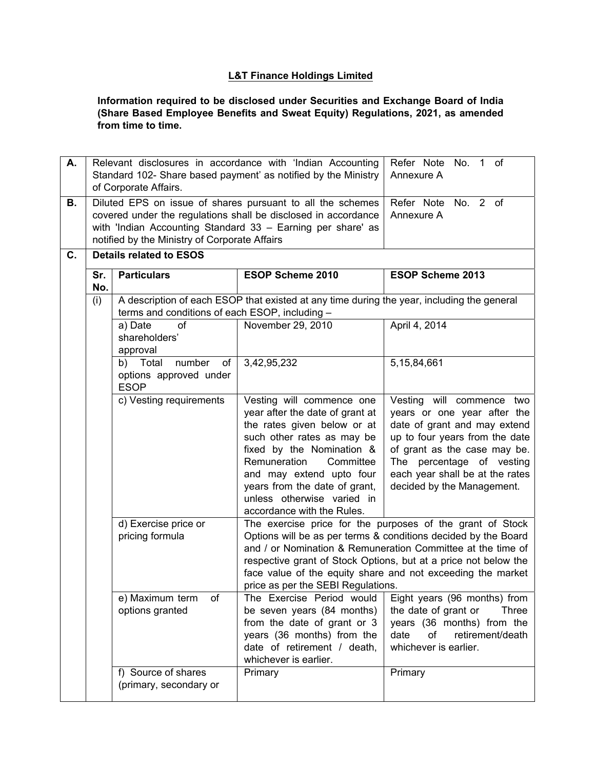**L&T Finance Holdings Limited**

**Information required to be disclosed under Securities and Exchange Board of India (Share Based Employee Benefits and Sweat Equity) Regulations, 2021, as amended from time to time.**

| | | | | |
|---|---|---|---|---|
| **A.** | Relevant disclosures in accordance with 'Indian Accounting Standard 102- Share based payment' as notified by the Ministry of Corporate Affairs. | | | Refer Note No. 1 of Annexure A |
| **B.** | Diluted EPS on issue of shares pursuant to all the schemes covered under the regulations shall be disclosed in accordance with 'Indian Accounting Standard 33 – Earning per share' as notified by the Ministry of Corporate Affairs | | | Refer Note No. 2 of Annexure A |
| **C.** | **Details related to ESOS** | | | |
| | **Sr. No.** | **Particulars** | **ESOP Scheme 2010** | **ESOP Scheme 2013** |
| | (i) | A description of each ESOP that existed at any time during the year, including the general terms and conditions of each ESOP, including – | | |
| | | a) Date of shareholders' approval | November 29, 2010 | April 4, 2014 |
| | | b) Total number of options approved under ESOP | 3,42,95,232 | 5,15,84,661 |
| | | c) Vesting requirements | Vesting will commence one year after the date of grant at the rates given below or at such other rates as may be fixed by the Nomination & Remuneration Committee and may extend upto four years from the date of grant, unless otherwise varied in accordance with the Rules. | Vesting will commence two years or one year after the date of grant and may extend up to four years from the date of grant as the case may be. The percentage of vesting each year shall be at the rates decided by the Management. |
| | | d) Exercise price or pricing formula | The exercise price for the purposes of the grant of Stock Options will be as per terms & conditions decided by the Board and / or Nomination & Remuneration Committee at the time of respective grant of Stock Options, but at a price not below the face value of the equity share and not exceeding the market price as per the SEBI Regulations. | |
| | | e) Maximum term of options granted | The Exercise Period would be seven years (84 months) from the date of grant or 3 years (36 months) from the date of retirement / death, whichever is earlier. | Eight years (96 months) from the date of grant or Three years (36 months) from the date of retirement/death whichever is earlier. |
| | | f) Source of shares (primary, secondary or | Primary | Primary |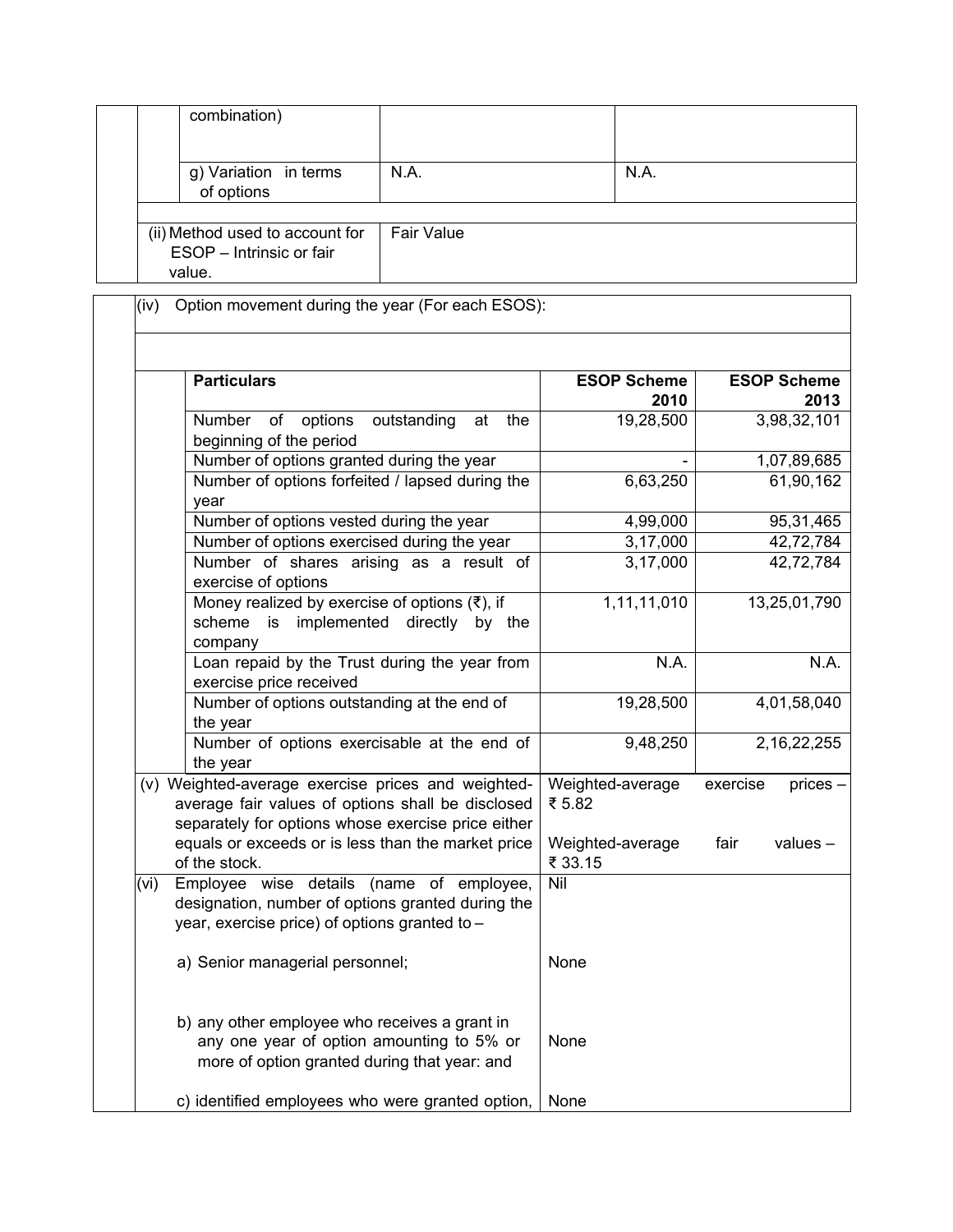| | | |
|---|---|---|
| combination) | | |
| g) Variation in terms of options | N.A. | N.A. |
| (ii) Method used to account for ESOP – Intrinsic or fair value. | Fair Value | |

(iv) Option movement during the year (For each ESOS):

| Particulars | ESOP Scheme 2010 | ESOP Scheme 2013 |
|---|---:|---:|
| Number of options outstanding at the beginning of the period | 19,28,500 | 3,98,32,101 |
| Number of options granted during the year | - | 1,07,89,685 |
| Number of options forfeited / lapsed during the year | 6,63,250 | 61,90,162 |
| Number of options vested during the year | 4,99,000 | 95,31,465 |
| Number of options exercised during the year | 3,17,000 | 42,72,784 |
| Number of shares arising as a result of exercise of options | 3,17,000 | 42,72,784 |
| Money realized by exercise of options (₹), if scheme is implemented directly by the company | 1,11,11,010 | 13,25,01,790 |
| Loan repaid by the Trust during the year from exercise price received | N.A. | N.A. |
| Number of options outstanding at the end of the year | 19,28,500 | 4,01,58,040 |
| Number of options exercisable at the end of the year | 9,48,250 | 2,16,22,255 |

| | |
|---|---|
| (v) Weighted-average exercise prices and weighted-average fair values of options shall be disclosed separately for options whose exercise price either equals or exceeds or is less than the market price of the stock. | Weighted-average exercise prices – ₹ 5.82<br><br>Weighted-average fair values – ₹ 33.15 |
| (vi) Employee wise details (name of employee, designation, number of options granted during the year, exercise price) of options granted to – | Nil |
| a) Senior managerial personnel; | None |
| b) any other employee who receives a grant in any one year of option amounting to 5% or more of option granted during that year: and | None |
| c) identified employees who were granted option, | None |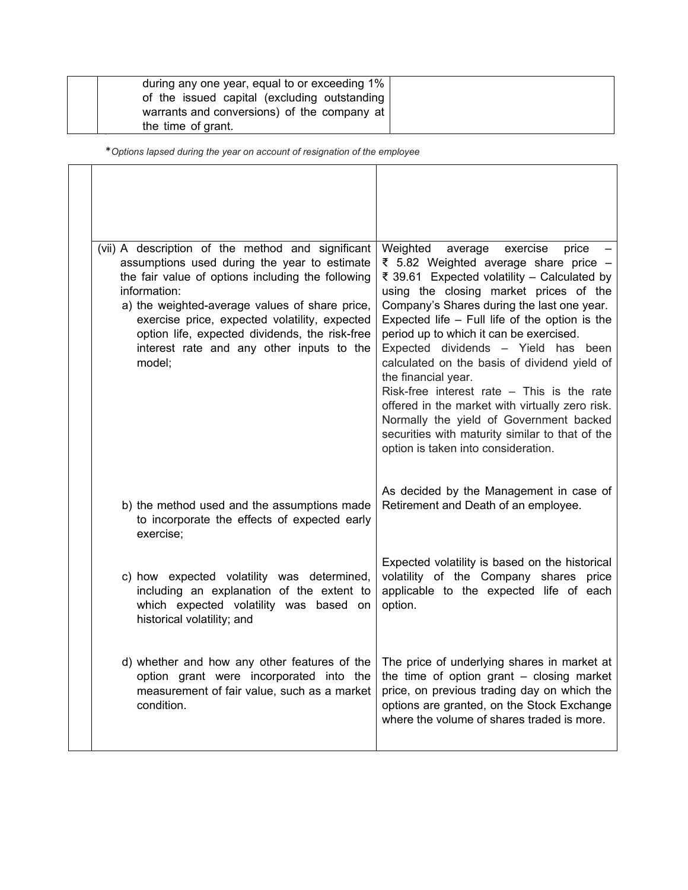|  | during any one year, equal to or exceeding 1% of the issued capital (excluding outstanding warrants and conversions) of the company at the time of grant. |  |
|---|---|---|

**Options lapsed during the year on account of resignation of the employee*

|  |  |  |
|---|---|---|
|  |  |  |
|  | (vii) A description of the method and significant assumptions used during the year to estimate the fair value of options including the following information:<br>a) the weighted-average values of share price, exercise price, expected volatility, expected option life, expected dividends, the risk-free interest rate and any other inputs to the model; | Weighted average exercise price – ₹ 5.82 Weighted average share price – ₹ 39.61 Expected volatility – Calculated by using the closing market prices of the Company's Shares during the last one year. Expected life – Full life of the option is the period up to which it can be exercised.<br>Expected dividends – Yield has been calculated on the basis of dividend yield of the financial year.<br>Risk-free interest rate – This is the rate offered in the market with virtually zero risk. Normally the yield of Government backed securities with maturity similar to that of the option is taken into consideration. |
|  | b) the method used and the assumptions made to incorporate the effects of expected early exercise; | As decided by the Management in case of Retirement and Death of an employee. |
|  | c) how expected volatility was determined, including an explanation of the extent to which expected volatility was based on historical volatility; and | Expected volatility is based on the historical volatility of the Company shares price applicable to the expected life of each option. |
|  | d) whether and how any other features of the option grant were incorporated into the measurement of fair value, such as a market condition. | The price of underlying shares in market at the time of option grant – closing market price, on previous trading day on which the options are granted, on the Stock Exchange where the volume of shares traded is more. |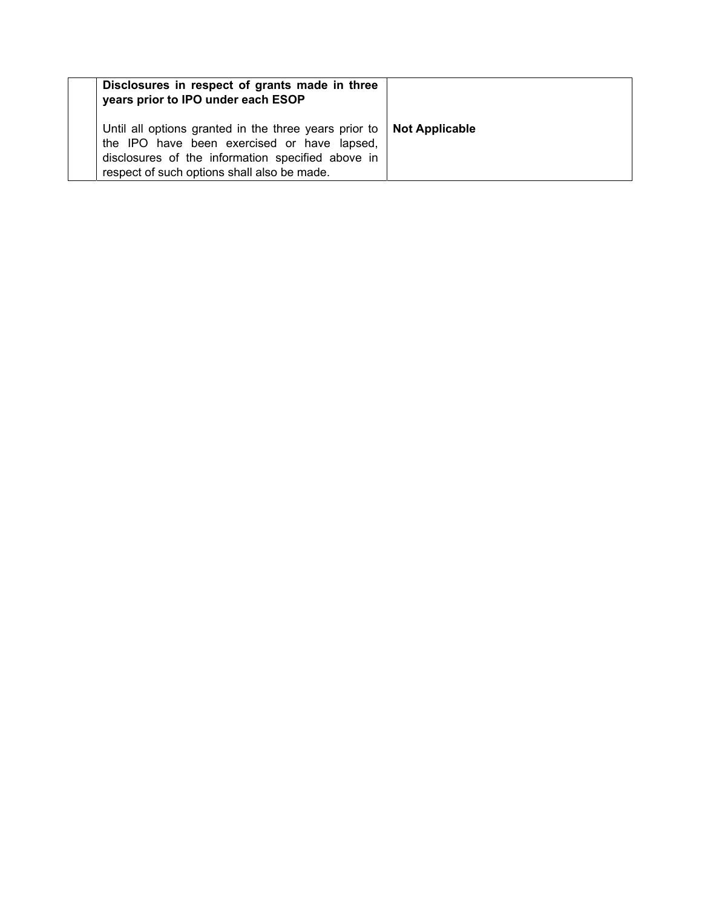|  | **Disclosures in respect of grants made in three years prior to IPO under each ESOP**<br><br>Until all options granted in the three years prior to the IPO have been exercised or have lapsed, disclosures of the information specified above in respect of such options shall also be made. | **Not Applicable** |
|---|---|---|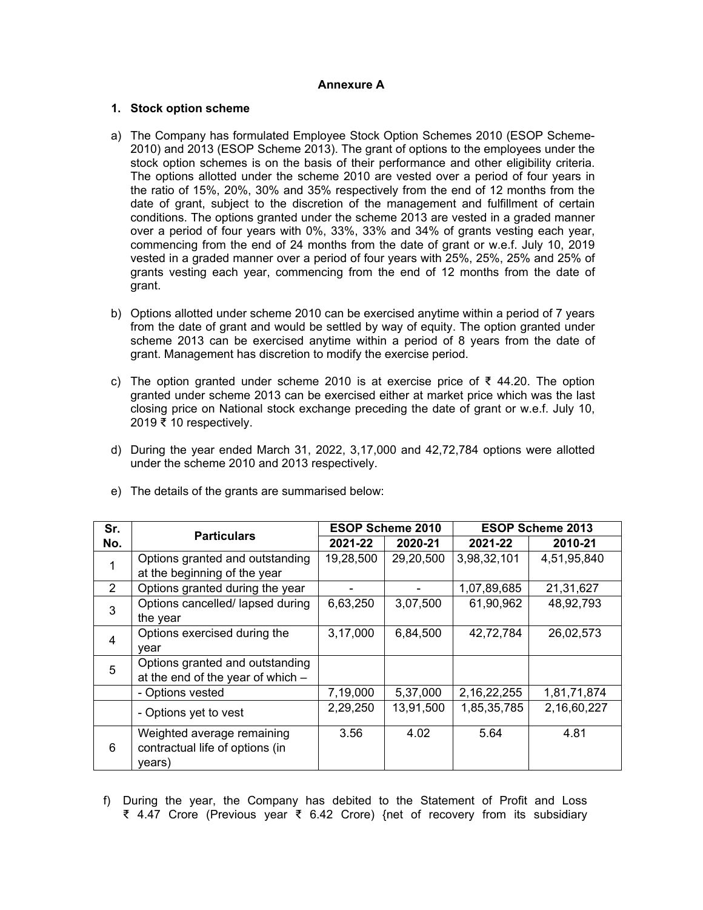**Annexure A**

## 1. Stock option scheme

a) The Company has formulated Employee Stock Option Schemes 2010 (ESOP Scheme-2010) and 2013 (ESOP Scheme 2013). The grant of options to the employees under the stock option schemes is on the basis of their performance and other eligibility criteria. The options allotted under the scheme 2010 are vested over a period of four years in the ratio of 15%, 20%, 30% and 35% respectively from the end of 12 months from the date of grant, subject to the discretion of the management and fulfillment of certain conditions. The options granted under the scheme 2013 are vested in a graded manner over a period of four years with 0%, 33%, 33% and 34% of grants vesting each year, commencing from the end of 24 months from the date of grant or w.e.f. July 10, 2019 vested in a graded manner over a period of four years with 25%, 25%, 25% and 25% of grants vesting each year, commencing from the end of 12 months from the date of grant.

b) Options allotted under scheme 2010 can be exercised anytime within a period of 7 years from the date of grant and would be settled by way of equity. The option granted under scheme 2013 can be exercised anytime within a period of 8 years from the date of grant. Management has discretion to modify the exercise period.

c) The option granted under scheme 2010 is at exercise price of ₹ 44.20. The option granted under scheme 2013 can be exercised either at market price which was the last closing price on National stock exchange preceding the date of grant or w.e.f. July 10, 2019 ₹ 10 respectively.

d) During the year ended March 31, 2022, 3,17,000 and 42,72,784 options were allotted under the scheme 2010 and 2013 respectively.

e) The details of the grants are summarised below:

| Sr. No. | Particulars | ESOP Scheme 2010 | | ESOP Scheme 2013 | |
|---|---|---|---|---|---|
| | | 2021-22 | 2020-21 | 2021-22 | 2010-21 |
| 1 | Options granted and outstanding at the beginning of the year | 19,28,500 | 29,20,500 | 3,98,32,101 | 4,51,95,840 |
| 2 | Options granted during the year | - | - | 1,07,89,685 | 21,31,627 |
| 3 | Options cancelled/ lapsed during the year | 6,63,250 | 3,07,500 | 61,90,962 | 48,92,793 |
| 4 | Options exercised during the year | 3,17,000 | 6,84,500 | 42,72,784 | 26,02,573 |
| 5 | Options granted and outstanding at the end of the year of which – | | | | |
| | - Options vested | 7,19,000 | 5,37,000 | 2,16,22,255 | 1,81,71,874 |
| | - Options yet to vest | 2,29,250 | 13,91,500 | 1,85,35,785 | 2,16,60,227 |
| 6 | Weighted average remaining contractual life of options (in years) | 3.56 | 4.02 | 5.64 | 4.81 |

f) During the year, the Company has debited to the Statement of Profit and Loss ₹ 4.47 Crore (Previous year ₹ 6.42 Crore) {net of recovery from its subsidiary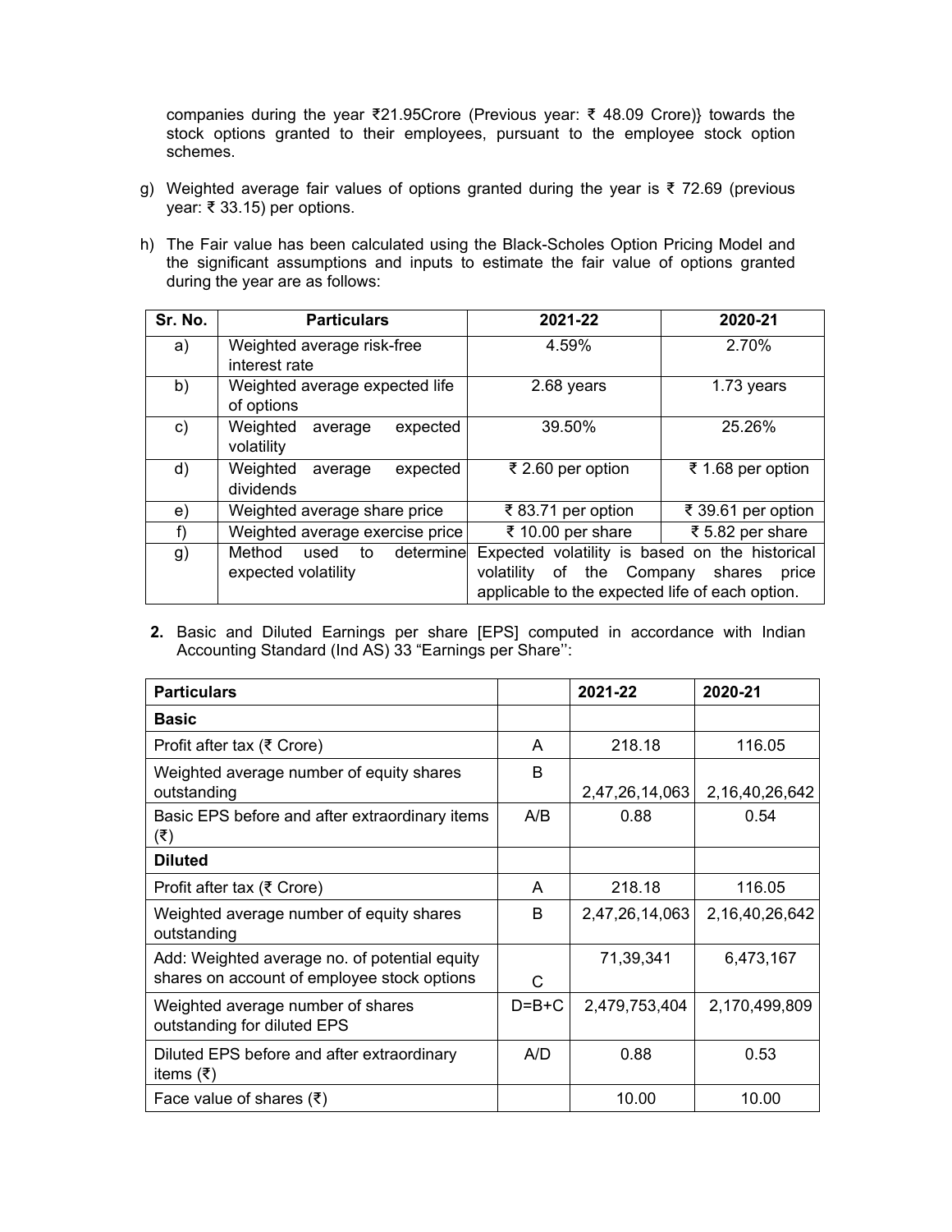companies during the year ₹21.95Crore (Previous year: ₹ 48.09 Crore)} towards the stock options granted to their employees, pursuant to the employee stock option schemes.

g) Weighted average fair values of options granted during the year is ₹ 72.69 (previous year: ₹ 33.15) per options.

h) The Fair value has been calculated using the Black-Scholes Option Pricing Model and the significant assumptions and inputs to estimate the fair value of options granted during the year are as follows:

| Sr. No. | Particulars | 2021-22 | 2020-21 |
|---|---|---|---|
| a) | Weighted average risk-free interest rate | 4.59% | 2.70% |
| b) | Weighted average expected life of options | 2.68 years | 1.73 years |
| c) | Weighted average expected volatility | 39.50% | 25.26% |
| d) | Weighted average expected dividends | ₹ 2.60 per option | ₹ 1.68 per option |
| e) | Weighted average share price | ₹ 83.71 per option | ₹ 39.61 per option |
| f) | Weighted average exercise price | ₹ 10.00 per share | ₹ 5.82 per share |
| g) | Method used to determine expected volatility | Expected volatility is based on the historical volatility of the Company shares price applicable to the expected life of each option. | |

**2.** Basic and Diluted Earnings per share [EPS] computed in accordance with Indian Accounting Standard (Ind AS) 33 "Earnings per Share'':

| **Particulars** | | **2021-22** | **2020-21** |
|---|---|---|---|
| **Basic** | | | |
| Profit after tax (₹ Crore) | A | 218.18 | 116.05 |
| Weighted average number of equity shares outstanding | B | 2,47,26,14,063 | 2,16,40,26,642 |
| Basic EPS before and after extraordinary items (₹) | A/B | 0.88 | 0.54 |
| **Diluted** | | | |
| Profit after tax (₹ Crore) | A | 218.18 | 116.05 |
| Weighted average number of equity shares outstanding | B | 2,47,26,14,063 | 2,16,40,26,642 |
| Add: Weighted average no. of potential equity shares on account of employee stock options | C | 71,39,341 | 6,473,167 |
| Weighted average number of shares outstanding for diluted EPS | D=B+C | 2,479,753,404 | 2,170,499,809 |
| Diluted EPS before and after extraordinary items (₹) | A/D | 0.88 | 0.53 |
| Face value of shares (₹) | | 10.00 | 10.00 |